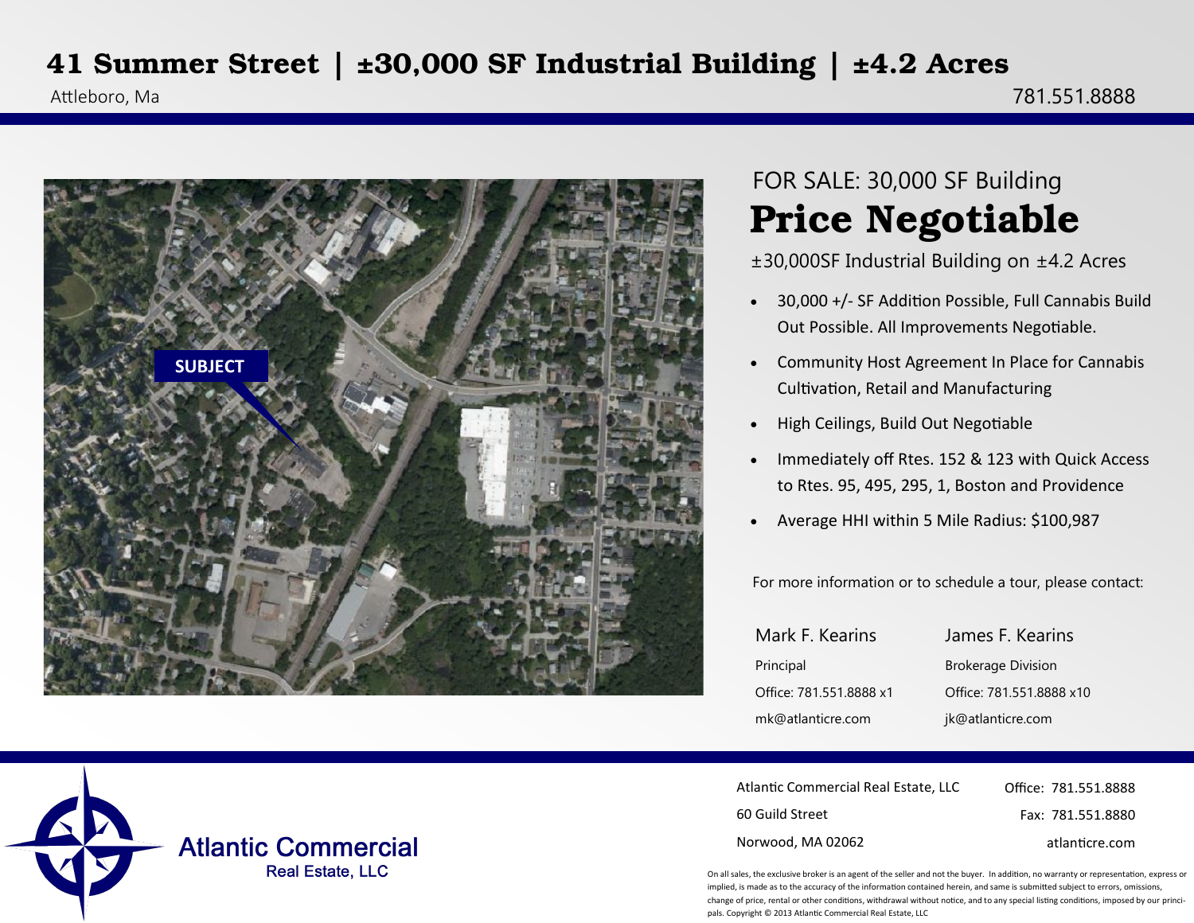# 41 Summer Street | ±30,000 SF Industrial Building | ±4.2 Acres

Attleboro, Ma

781.551.8888

SUBJECT

FOR SALE: 30,000 SF Building

## Price Negotiable

±30,000SF Industrial Building on ±4.2 Acres

- 30,000 +/- SF Addition Possible, Full Cannabis Build Out Possible. All Improvements Negotiable.
- Community Host Agreement In Place for Cannabis Cultivation, Retail and Manufacturing
- High Ceilings, Build Out Negotiable
- Immediately off Rtes. 152 & 123 with Quick Access to Rtes. 95, 495, 295, 1, Boston and Providence
- Average HHI within 5 Mile Radius: $100,987

For more information or to schedule a tour, please contact:

Mark F. Kearins
Principal
Office: 781.551.8888 x1
mk@atlanticre.com

James F. Kearins
Brokerage Division
Office: 781.551.8888 x10
jk@atlanticre.com

Atlantic Commercial
Real Estate, LLC

Atlantic Commercial Real Estate, LLC
60 Guild Street
Norwood, MA 02062

Office: 781.551.8888
Fax: 781.551.8880
atlanticre.com

On all sales, the exclusive broker is an agent of the seller and not the buyer. In addition, no warranty or representation, express or implied, is made as to the accuracy of the information contained herein, and same is submitted subject to errors, omissions, change of price, rental or other conditions, withdrawal without notice, and to any special listing conditions, imposed by our principals. Copyright © 2013 Atlantic Commercial Real Estate, LLC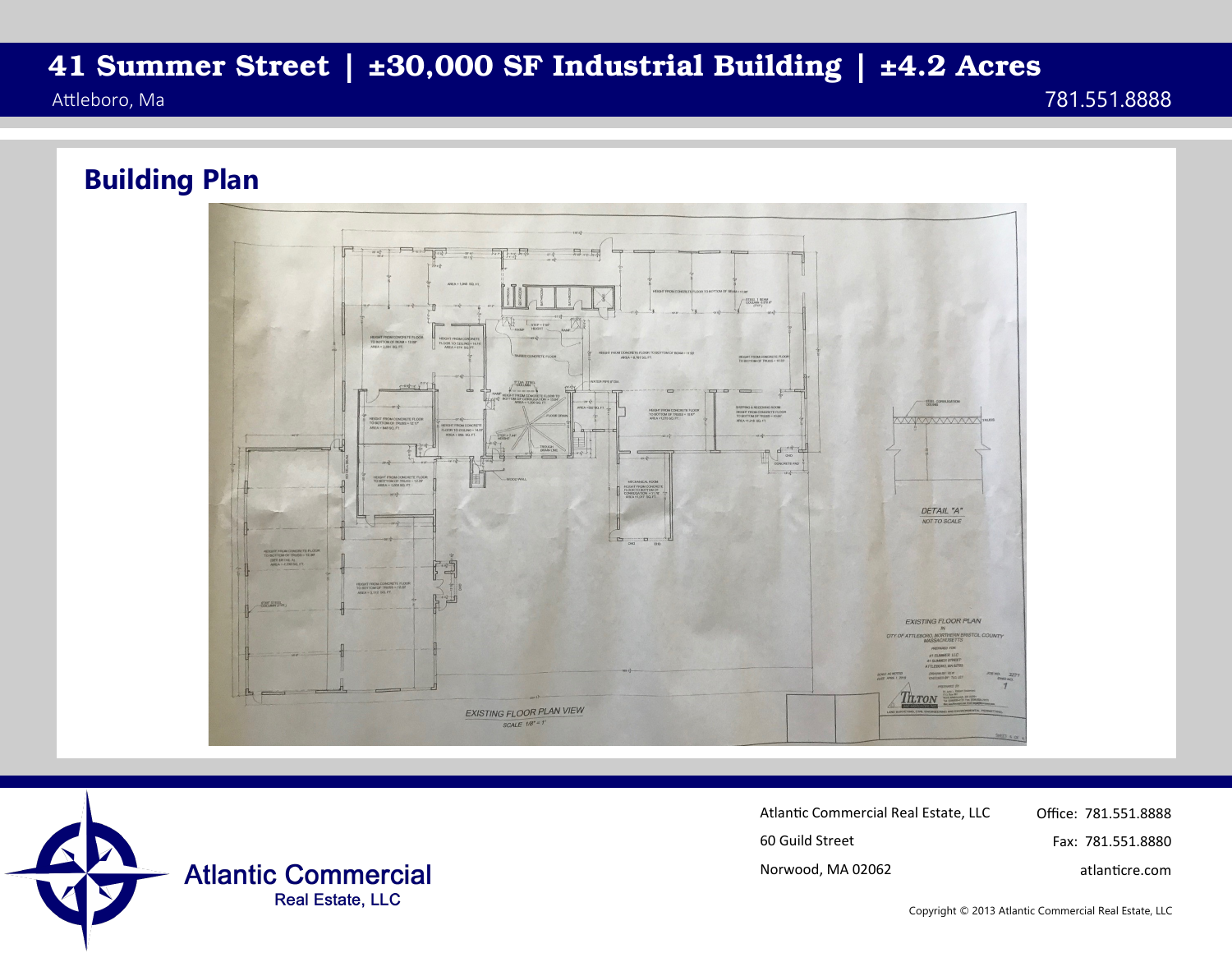## Building Plan

Atlantic Commercial Real Estate, LLC

60 Guild Street

Norwood, MA 02062

Office: 781.551.8888

Fax: 781.551.8880

atlanticre.com

Copyright © 2013 Atlantic Commercial Real Estate, LLC